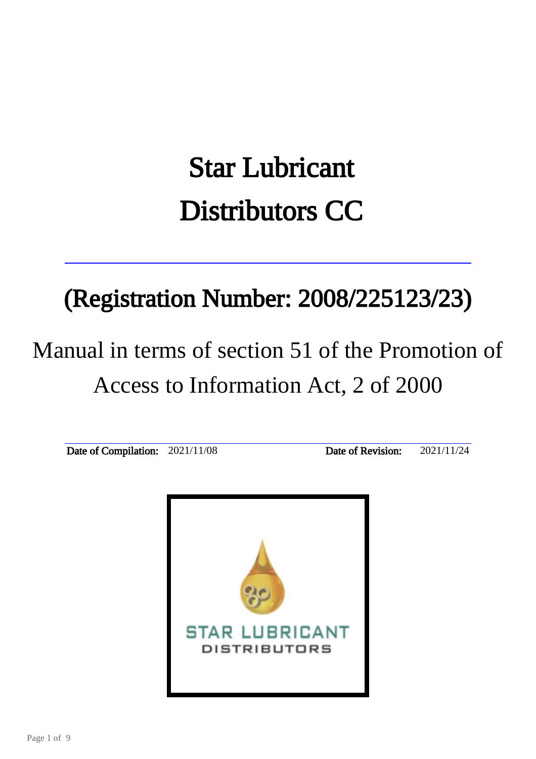# Star Lubricant Distributors CC

## (Registration Number: 2008/225123/23)

Manual in terms of section 51 of the Promotion of Access to Information Act, 2 of 2000

**Date of Compilation:** 2021/11/08 **Date of Revision:** 2021/11/24

STAR LUBRICANT
DISTRIBUTORS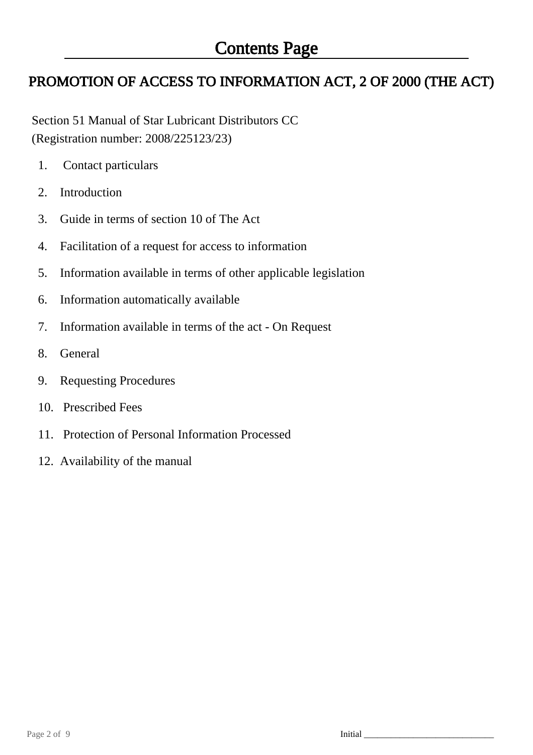# Contents Page

## PROMOTION OF ACCESS TO INFORMATION ACT, 2 OF 2000 (THE ACT)

Section 51 Manual of Star Lubricant Distributors CC
(Registration number: 2008/225123/23)

1. Contact particulars
2. Introduction
3. Guide in terms of section 10 of The Act
4. Facilitation of a request for access to information
5. Information available in terms of other applicable legislation
6. Information automatically available
7. Information available in terms of the act - On Request
8. General
9. Requesting Procedures
10. Prescribed Fees
11. Protection of Personal Information Processed
12. Availability of the manual

Initial ____________________________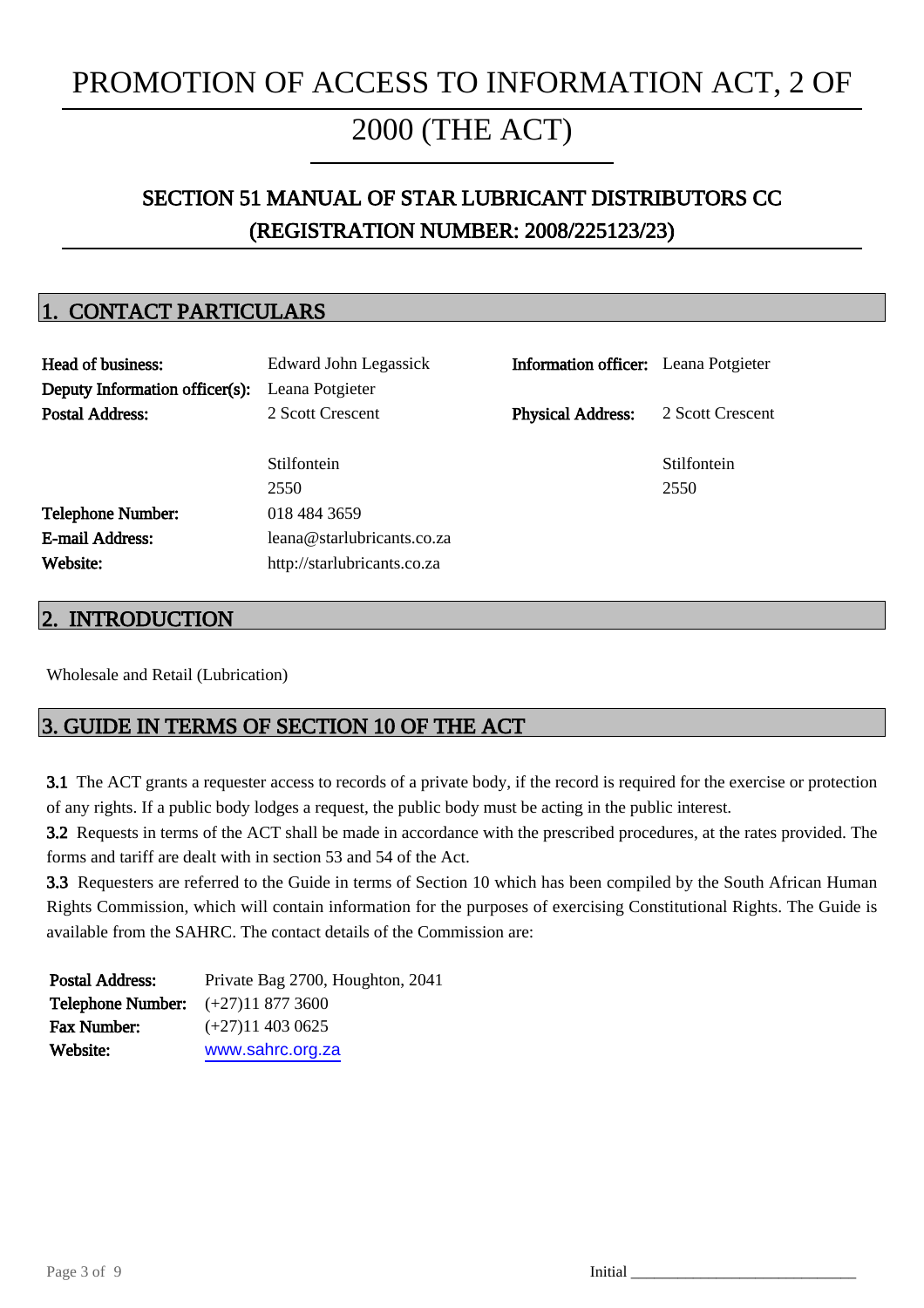# PROMOTION OF ACCESS TO INFORMATION ACT, 2 OF 2000 (THE ACT)

## SECTION 51 MANUAL OF STAR LUBRICANT DISTRIBUTORS CC (REGISTRATION NUMBER: 2008/225123/23)

## 1. CONTACT PARTICULARS

| | | | |
|---|---|---|---|
| **Head of business:** | Edward John Legassick | **Information officer:** | Leana Potgieter |
| **Deputy Information officer(s):** | Leana Potgieter | | |
| **Postal Address:** | 2 Scott Crescent<br>Stilfontein<br>2550 | **Physical Address:** | 2 Scott Crescent<br>Stilfontein<br>2550 |
| **Telephone Number:** | 018 484 3659 | | |
| **E-mail Address:** | leana@starlubricants.co.za | | |
| **Website:** | http://starlubricants.co.za | | |

## 2. INTRODUCTION

Wholesale and Retail (Lubrication)

## 3. GUIDE IN TERMS OF SECTION 10 OF THE ACT

**3.1** The ACT grants a requester access to records of a private body, if the record is required for the exercise or protection of any rights. If a public body lodges a request, the public body must be acting in the public interest.

**3.2** Requests in terms of the ACT shall be made in accordance with the prescribed procedures, at the rates provided. The forms and tariff are dealt with in section 53 and 54 of the Act.

**3.3** Requesters are referred to the Guide in terms of Section 10 which has been compiled by the South African Human Rights Commission, which will contain information for the purposes of exercising Constitutional Rights. The Guide is available from the SAHRC. The contact details of the Commission are:

| | |
|---|---|
| **Postal Address:** | Private Bag 2700, Houghton, 2041 |
| **Telephone Number:** | (+27)11 877 3600 |
| **Fax Number:** | (+27)11 403 0625 |
| **Website:** | www.sahrc.org.za |

Initial ____________________________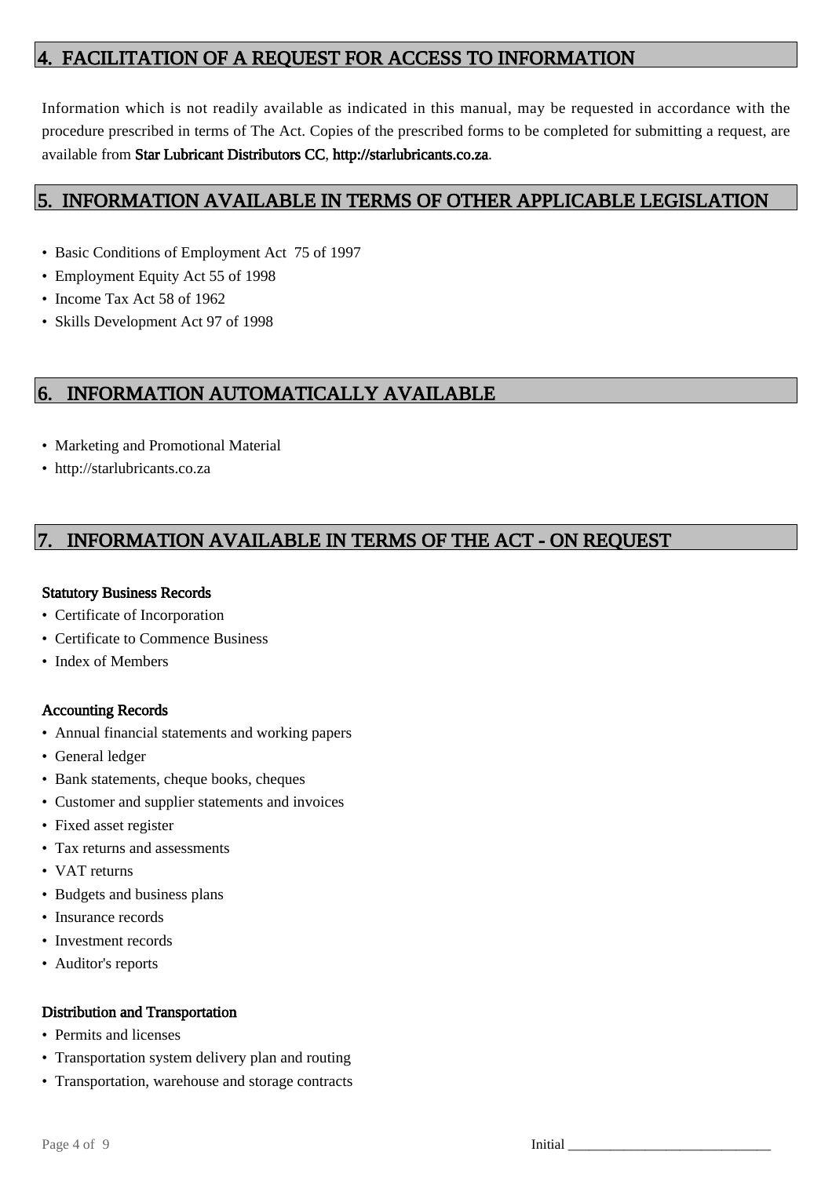## 4. FACILITATION OF A REQUEST FOR ACCESS TO INFORMATION

Information which is not readily available as indicated in this manual, may be requested in accordance with the procedure prescribed in terms of The Act. Copies of the prescribed forms to be completed for submitting a request, are available from **Star Lubricant Distributors CC**, **http://starlubricants.co.za**.

## 5. INFORMATION AVAILABLE IN TERMS OF OTHER APPLICABLE LEGISLATION

- Basic Conditions of Employment Act 75 of 1997
- Employment Equity Act 55 of 1998
- Income Tax Act 58 of 1962
- Skills Development Act 97 of 1998

## 6. INFORMATION AUTOMATICALLY AVAILABLE

- Marketing and Promotional Material
- http://starlubricants.co.za

## 7. INFORMATION AVAILABLE IN TERMS OF THE ACT - ON REQUEST

**Statutory Business Records**

- Certificate of Incorporation
- Certificate to Commence Business
- Index of Members

**Accounting Records**

- Annual financial statements and working papers
- General ledger
- Bank statements, cheque books, cheques
- Customer and supplier statements and invoices
- Fixed asset register
- Tax returns and assessments
- VAT returns
- Budgets and business plans
- Insurance records
- Investment records
- Auditor's reports

**Distribution and Transportation**

- Permits and licenses
- Transportation system delivery plan and routing
- Transportation, warehouse and storage contracts

Initial ____________________________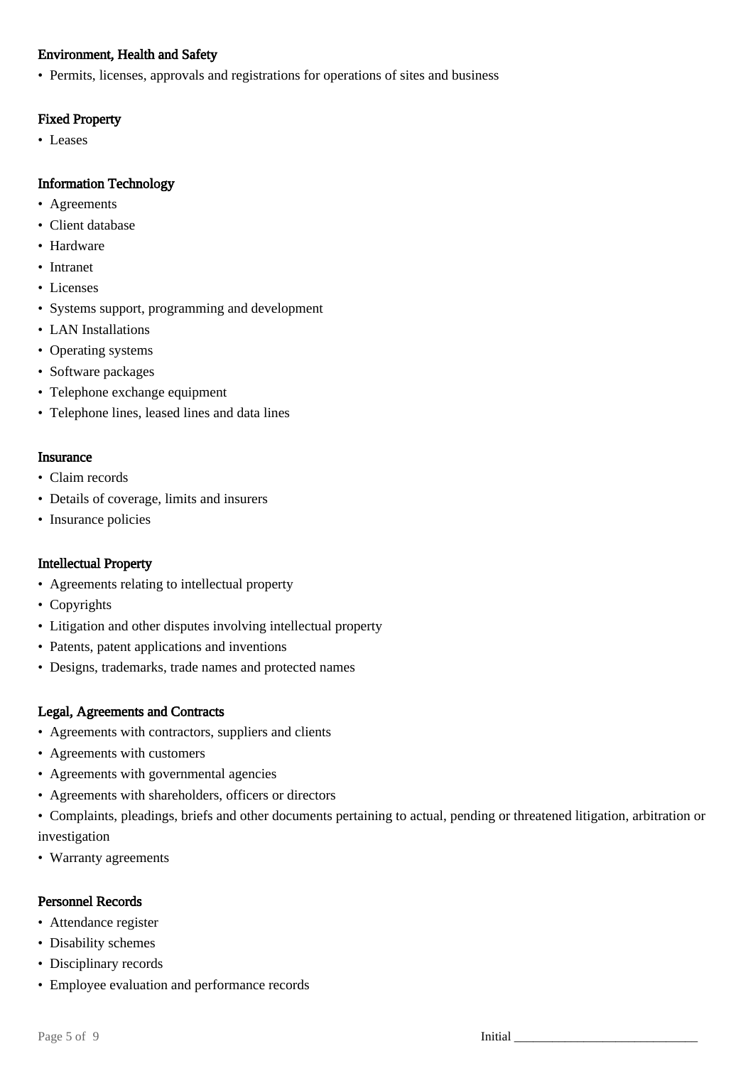**Environment, Health and Safety**

- Permits, licenses, approvals and registrations for operations of sites and business

**Fixed Property**

- Leases

**Information Technology**

- Agreements
- Client database
- Hardware
- Intranet
- Licenses
- Systems support, programming and development
- LAN Installations
- Operating systems
- Software packages
- Telephone exchange equipment
- Telephone lines, leased lines and data lines

**Insurance**

- Claim records
- Details of coverage, limits and insurers
- Insurance policies

**Intellectual Property**

- Agreements relating to intellectual property
- Copyrights
- Litigation and other disputes involving intellectual property
- Patents, patent applications and inventions
- Designs, trademarks, trade names and protected names

**Legal, Agreements and Contracts**

- Agreements with contractors, suppliers and clients
- Agreements with customers
- Agreements with governmental agencies
- Agreements with shareholders, officers or directors
- Complaints, pleadings, briefs and other documents pertaining to actual, pending or threatened litigation, arbitration or investigation
- Warranty agreements

**Personnel Records**

- Attendance register
- Disability schemes
- Disciplinary records
- Employee evaluation and performance records

Initial ____________________________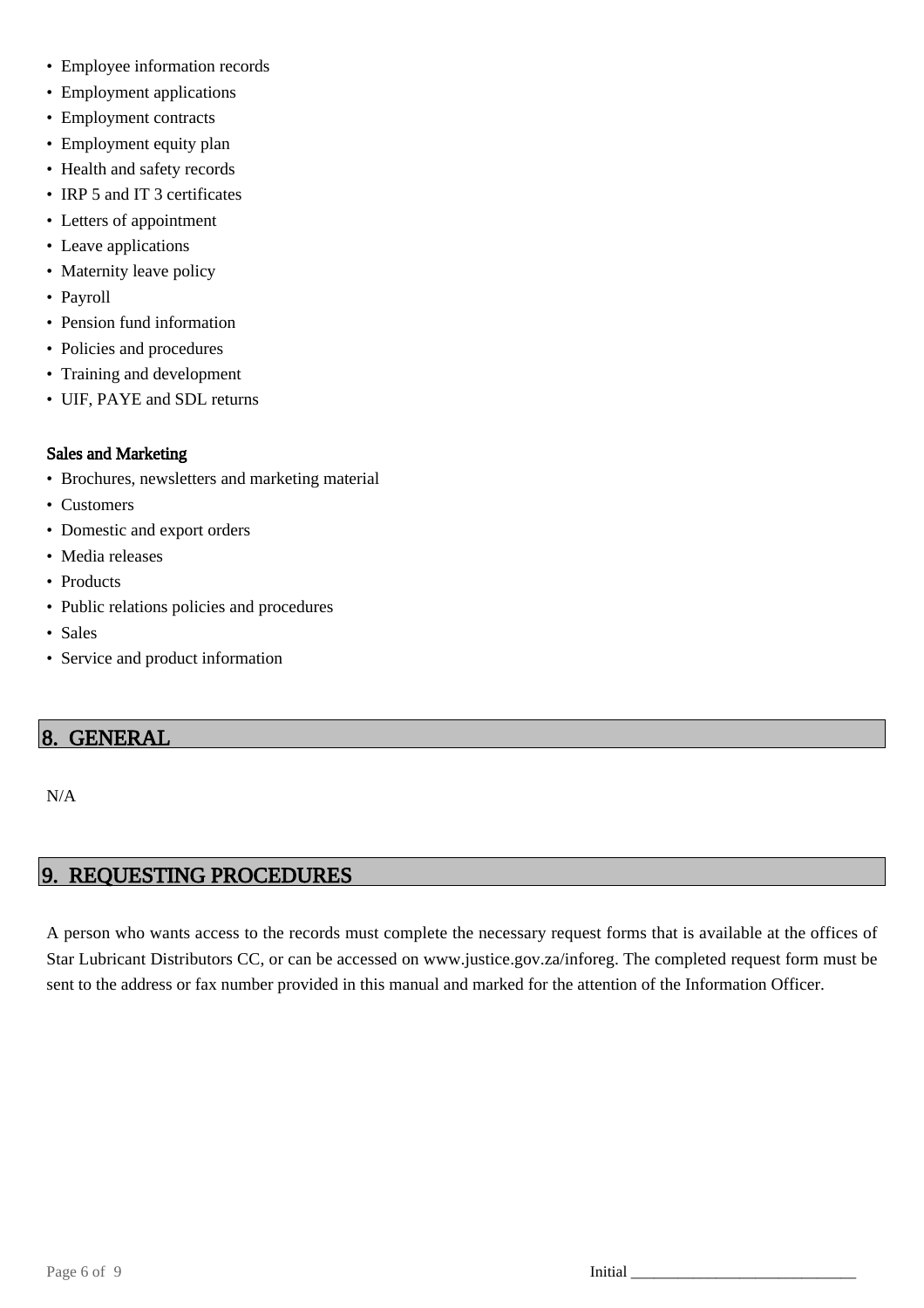- Employee information records
- Employment applications
- Employment contracts
- Employment equity plan
- Health and safety records
- IRP 5 and IT 3 certificates
- Letters of appointment
- Leave applications
- Maternity leave policy
- Payroll
- Pension fund information
- Policies and procedures
- Training and development
- UIF, PAYE and SDL returns

Sales and Marketing

- Brochures, newsletters and marketing material
- Customers
- Domestic and export orders
- Media releases
- Products
- Public relations policies and procedures
- Sales
- Service and product information

## 8. GENERAL

N/A

## 9. REQUESTING PROCEDURES

A person who wants access to the records must complete the necessary request forms that is available at the offices of Star Lubricant Distributors CC, or can be accessed on www.justice.gov.za/inforeg. The completed request form must be sent to the address or fax number provided in this manual and marked for the attention of the Information Officer.

Initial ____________________________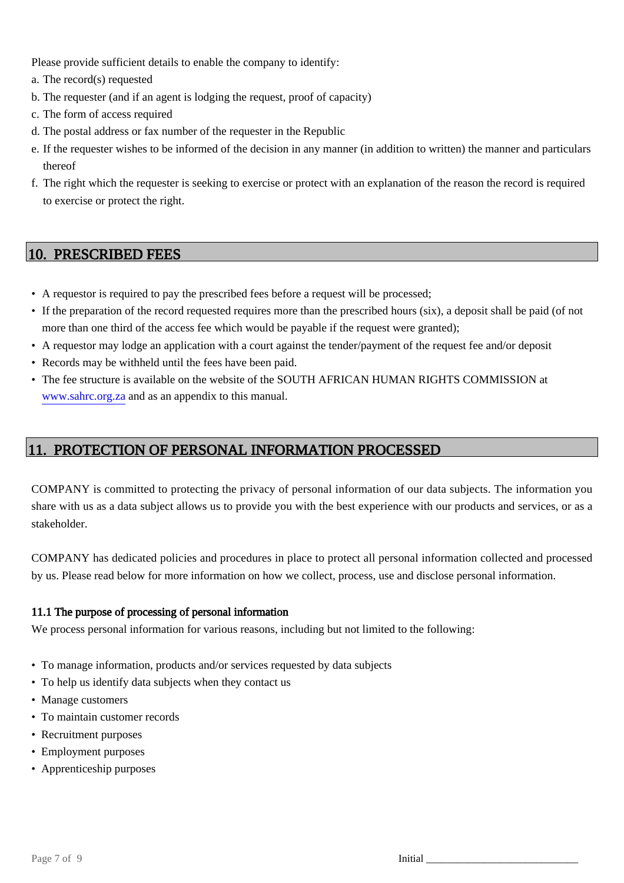Please provide sufficient details to enable the company to identify:

a. The record(s) requested
b. The requester (and if an agent is lodging the request, proof of capacity)
c. The form of access required
d. The postal address or fax number of the requester in the Republic
e. If the requester wishes to be informed of the decision in any manner (in addition to written) the manner and particulars thereof
f. The right which the requester is seeking to exercise or protect with an explanation of the reason the record is required to exercise or protect the right.

## 10. PRESCRIBED FEES

- A requestor is required to pay the prescribed fees before a request will be processed;
- If the preparation of the record requested requires more than the prescribed hours (six), a deposit shall be paid (of not more than one third of the access fee which would be payable if the request were granted);
- A requestor may lodge an application with a court against the tender/payment of the request fee and/or deposit
- Records may be withheld until the fees have been paid.
- The fee structure is available on the website of the SOUTH AFRICAN HUMAN RIGHTS COMMISSION at www.sahrc.org.za and as an appendix to this manual.

## 11. PROTECTION OF PERSONAL INFORMATION PROCESSED

COMPANY is committed to protecting the privacy of personal information of our data subjects. The information you share with us as a data subject allows us to provide you with the best experience with our products and services, or as a stakeholder.

COMPANY has dedicated policies and procedures in place to protect all personal information collected and processed by us. Please read below for more information on how we collect, process, use and disclose personal information.

### 11.1 The purpose of processing of personal information

We process personal information for various reasons, including but not limited to the following:

- To manage information, products and/or services requested by data subjects
- To help us identify data subjects when they contact us
- Manage customers
- To maintain customer records
- Recruitment purposes
- Employment purposes
- Apprenticeship purposes

Initial ____________________________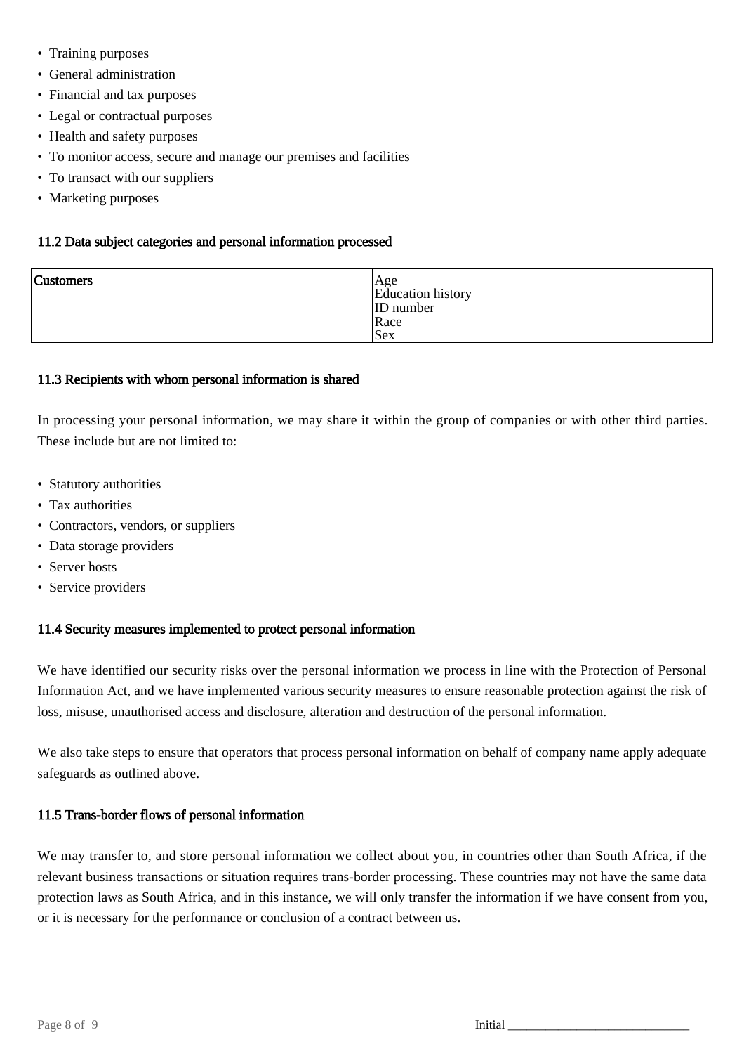- Training purposes
- General administration
- Financial and tax purposes
- Legal or contractual purposes
- Health and safety purposes
- To monitor access, secure and manage our premises and facilities
- To transact with our suppliers
- Marketing purposes

### 11.2 Data subject categories and personal information processed

| | |
|---|---|
| Customers | Age<br>Education history<br>ID number<br>Race<br>Sex |

### 11.3 Recipients with whom personal information is shared

In processing your personal information, we may share it within the group of companies or with other third parties. These include but are not limited to:

- Statutory authorities
- Tax authorities
- Contractors, vendors, or suppliers
- Data storage providers
- Server hosts
- Service providers

### 11.4 Security measures implemented to protect personal information

We have identified our security risks over the personal information we process in line with the Protection of Personal Information Act, and we have implemented various security measures to ensure reasonable protection against the risk of loss, misuse, unauthorised access and disclosure, alteration and destruction of the personal information.

We also take steps to ensure that operators that process personal information on behalf of company name apply adequate safeguards as outlined above.

### 11.5 Trans-border flows of personal information

We may transfer to, and store personal information we collect about you, in countries other than South Africa, if the relevant business transactions or situation requires trans-border processing. These countries may not have the same data protection laws as South Africa, and in this instance, we will only transfer the information if we have consent from you, or it is necessary for the performance or conclusion of a contract between us.

Initial ____________________________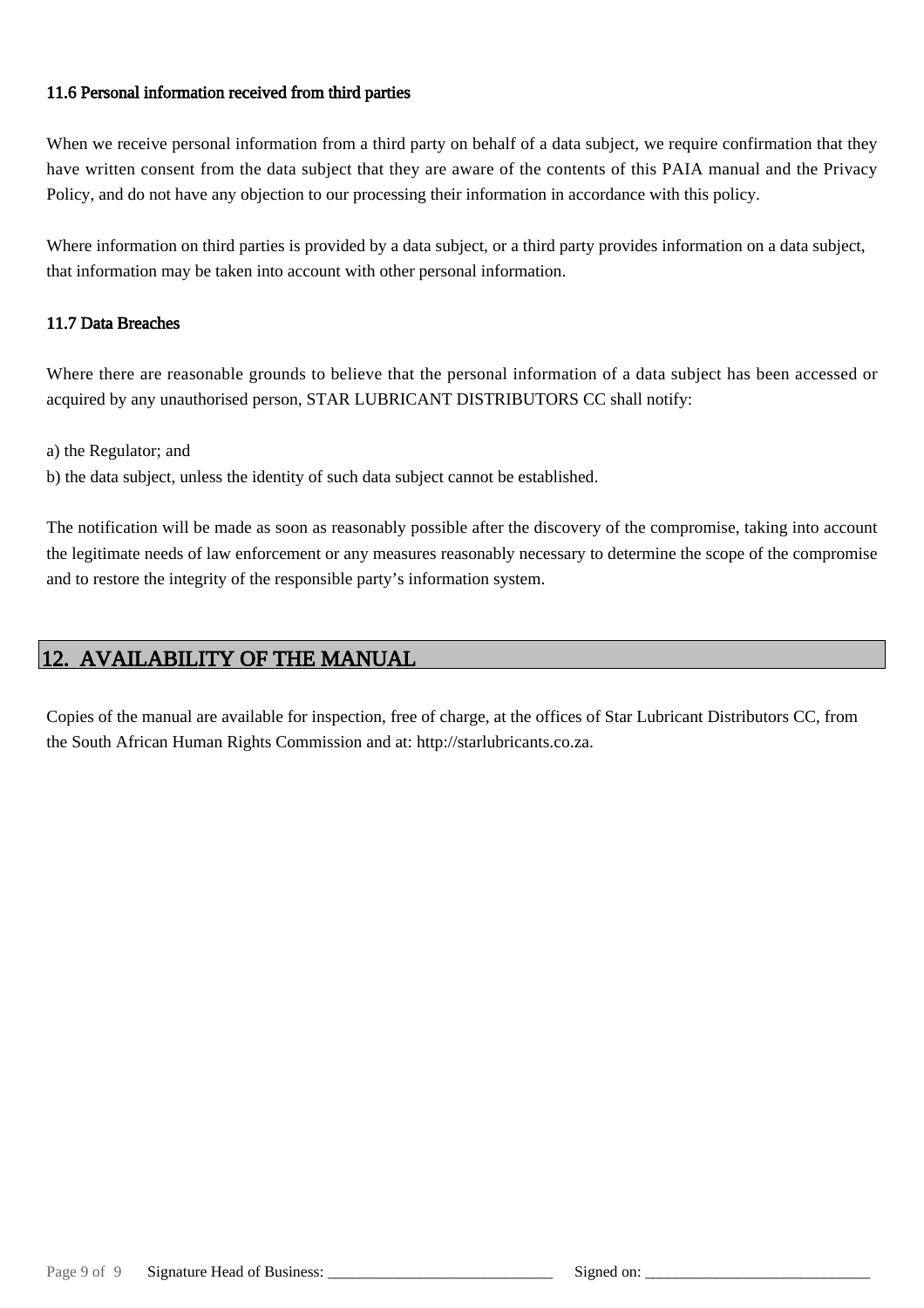### 11.6 Personal information received from third parties

When we receive personal information from a third party on behalf of a data subject, we require confirmation that they have written consent from the data subject that they are aware of the contents of this PAIA manual and the Privacy Policy, and do not have any objection to our processing their information in accordance with this policy.

Where information on third parties is provided by a data subject, or a third party provides information on a data subject, that information may be taken into account with other personal information.

### 11.7 Data Breaches

Where there are reasonable grounds to believe that the personal information of a data subject has been accessed or acquired by any unauthorised person, STAR LUBRICANT DISTRIBUTORS CC shall notify:

a) the Regulator; and

b) the data subject, unless the identity of such data subject cannot be established.

The notification will be made as soon as reasonably possible after the discovery of the compromise, taking into account the legitimate needs of law enforcement or any measures reasonably necessary to determine the scope of the compromise and to restore the integrity of the responsible party's information system.

## 12. AVAILABILITY OF THE MANUAL

Copies of the manual are available for inspection, free of charge, at the offices of Star Lubricant Distributors CC, from the South African Human Rights Commission and at: http://starlubricants.co.za.

Signature Head of Business: ____________________________ Signed on: ____________________________